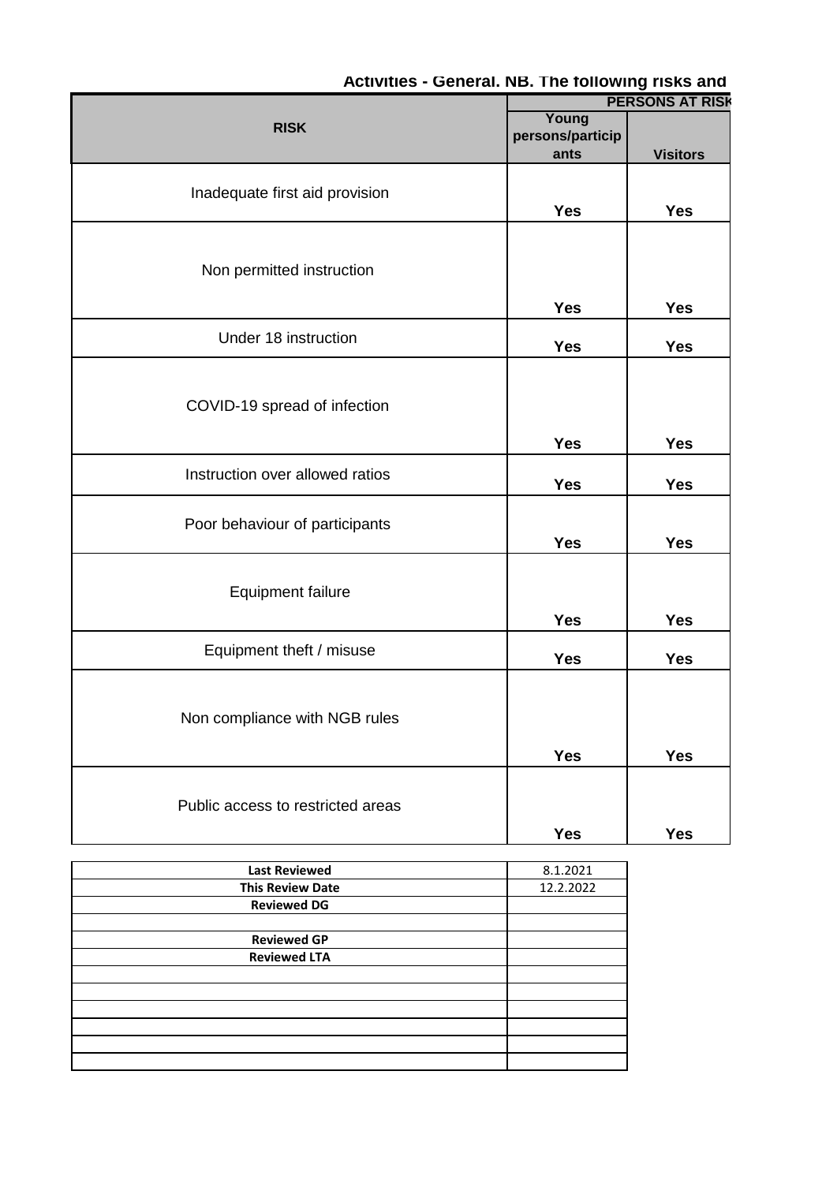## Activities - General. NB. The following risks and

| RISK | PERSONS AT RISK | |
|---|---|---|
| | Young persons/participants | Visitors |
| Inadequate first aid provision | Yes | Yes |
| Non permitted instruction | Yes | Yes |
| Under 18 instruction | Yes | Yes |
| COVID-19 spread of infection | Yes | Yes |
| Instruction over allowed ratios | Yes | Yes |
| Poor behaviour of participants | Yes | Yes |
| Equipment failure | Yes | Yes |
| Equipment theft / misuse | Yes | Yes |
| Non compliance with NGB rules | Yes | Yes |
| Public access to restricted areas | Yes | Yes |

| | |
|---|---|
| **Last Reviewed** | 8.1.2021 |
| **This Review Date** | 12.2.2022 |
| **Reviewed DG** | |
| | |
| **Reviewed GP** | |
| **Reviewed LTA** | |
| | |
| | |
| | |
| | |
| | |
| | |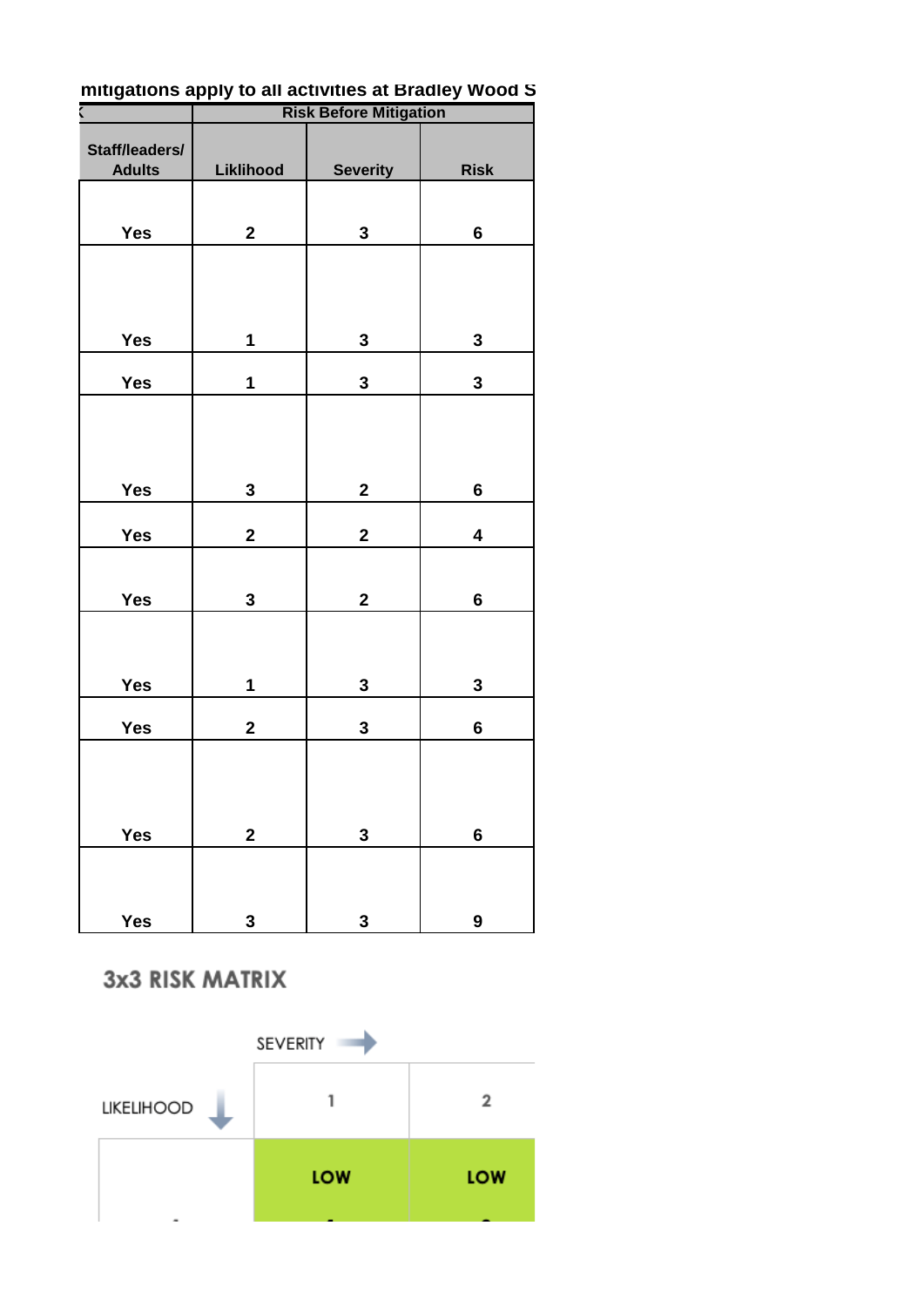mitigations apply to all activities at Bradley Wood S

| | Risk Before Mitigation | | |
|---|---|---|---|
| Staff/leaders/ Adults | Liklihood | Severity | Risk |
| Yes | 2 | 3 | 6 |
| Yes | 1 | 3 | 3 |
| Yes | 1 | 3 | 3 |
| Yes | 3 | 2 | 6 |
| Yes | 2 | 2 | 4 |
| Yes | 3 | 2 | 6 |
| Yes | 1 | 3 | 3 |
| Yes | 2 | 3 | 6 |
| Yes | 2 | 3 | 6 |
| Yes | 3 | 3 | 9 |

## 3x3 RISK MATRIX

| LIKELIHOOD ↓ / SEVERITY → | 1 | 2 |
|---|---|---|
| | LOW | LOW |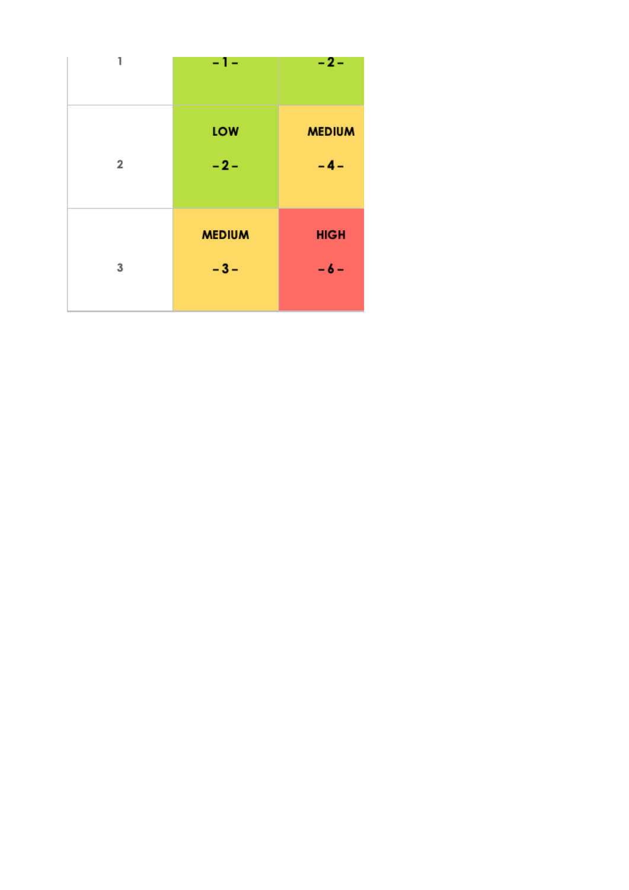| | | |
|---|---|---|
| 1 | – 1 – | – 2 – |
| 2 | LOW<br><br>– 2 – | MEDIUM<br><br>– 4 – |
| 3 | MEDIUM<br><br>– 3 – | HIGH<br><br>– 6 – |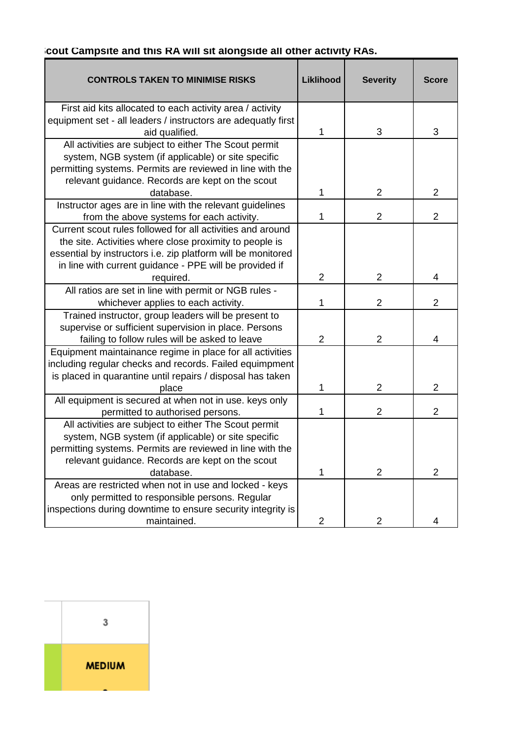**cout Campsite and this RA will sit alongside all other activity RAs.**

| CONTROLS TAKEN TO MINIMISE RISKS | Liklihood | Severity | Score |
|---|---|---|---|
| First aid kits allocated to each activity area / activity equipment set - all leaders / instructors are adequatly first aid qualified. | 1 | 3 | 3 |
| All activities are subject to either The Scout permit system, NGB system (if applicable) or site specific permitting systems. Permits are reviewed in line with the relevant guidance. Records are kept on the scout database. | 1 | 2 | 2 |
| Instructor ages are in line with the relevant guidelines from the above systems for each activity. | 1 | 2 | 2 |
| Current scout rules followed for all activities and around the site. Activities where close proximity to people is essential by instructors i.e. zip platform will be monitored in line with current guidance - PPE will be provided if required. | 2 | 2 | 4 |
| All ratios are set in line with permit or NGB rules - whichever applies to each activity. | 1 | 2 | 2 |
| Trained instructor, group leaders will be present to supervise or sufficient supervision in place. Persons failing to follow rules will be asked to leave | 2 | 2 | 4 |
| Equipment maintainance regime in place for all activities including regular checks and records. Failed equimpment is placed in quarantine until repairs / disposal has taken place | 1 | 2 | 2 |
| All equipment is secured at when not in use. keys only permitted to authorised persons. | 1 | 2 | 2 |
| All activities are subject to either The Scout permit system, NGB system (if applicable) or site specific permitting systems. Permits are reviewed in line with the relevant guidance. Records are kept on the scout database. | 1 | 2 | 2 |
| Areas are restricted when not in use and locked - keys only permitted to responsible persons. Regular inspections during downtime to ensure security integrity is maintained. | 2 | 2 | 4 |

| 3 |
|---|
| MEDIUM |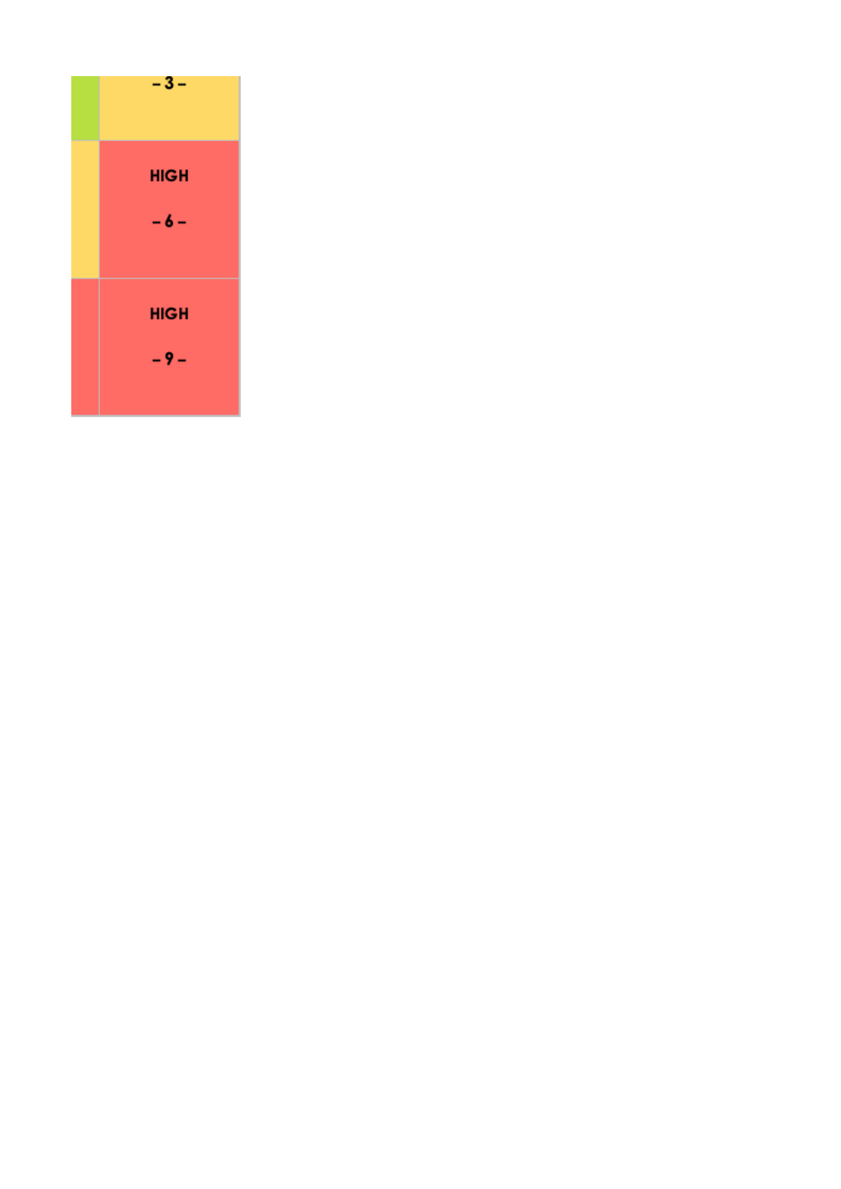| | |
|---|---|
| | – 3 – |
| | HIGH<br><br>– 6 – |
| | HIGH<br><br>– 9 – |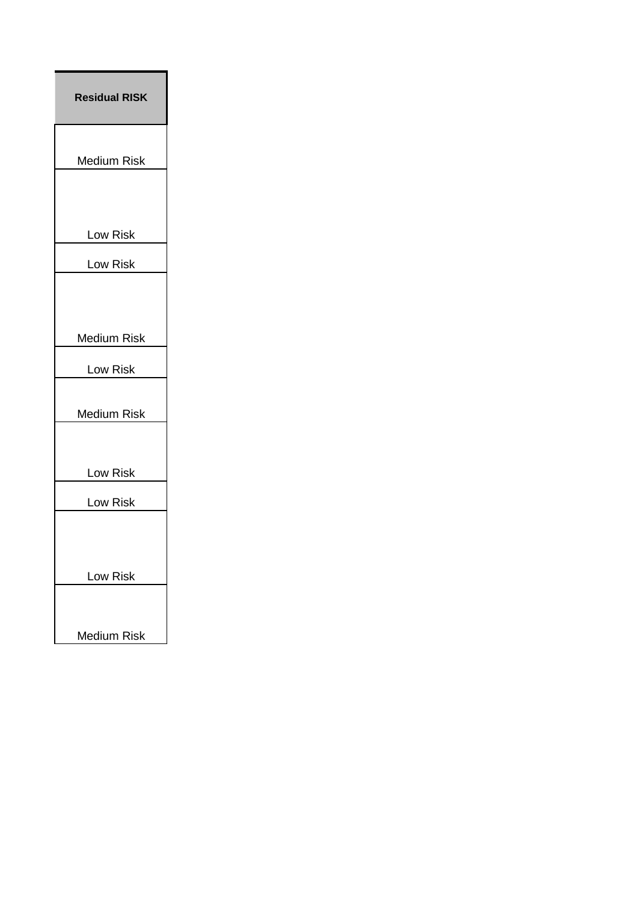| Residual RISK |
| --- |
| Medium Risk |
| Low Risk |
| Low Risk |
| Medium Risk |
| Low Risk |
| Medium Risk |
| Low Risk |
| Low Risk |
| Low Risk |
| Medium Risk |